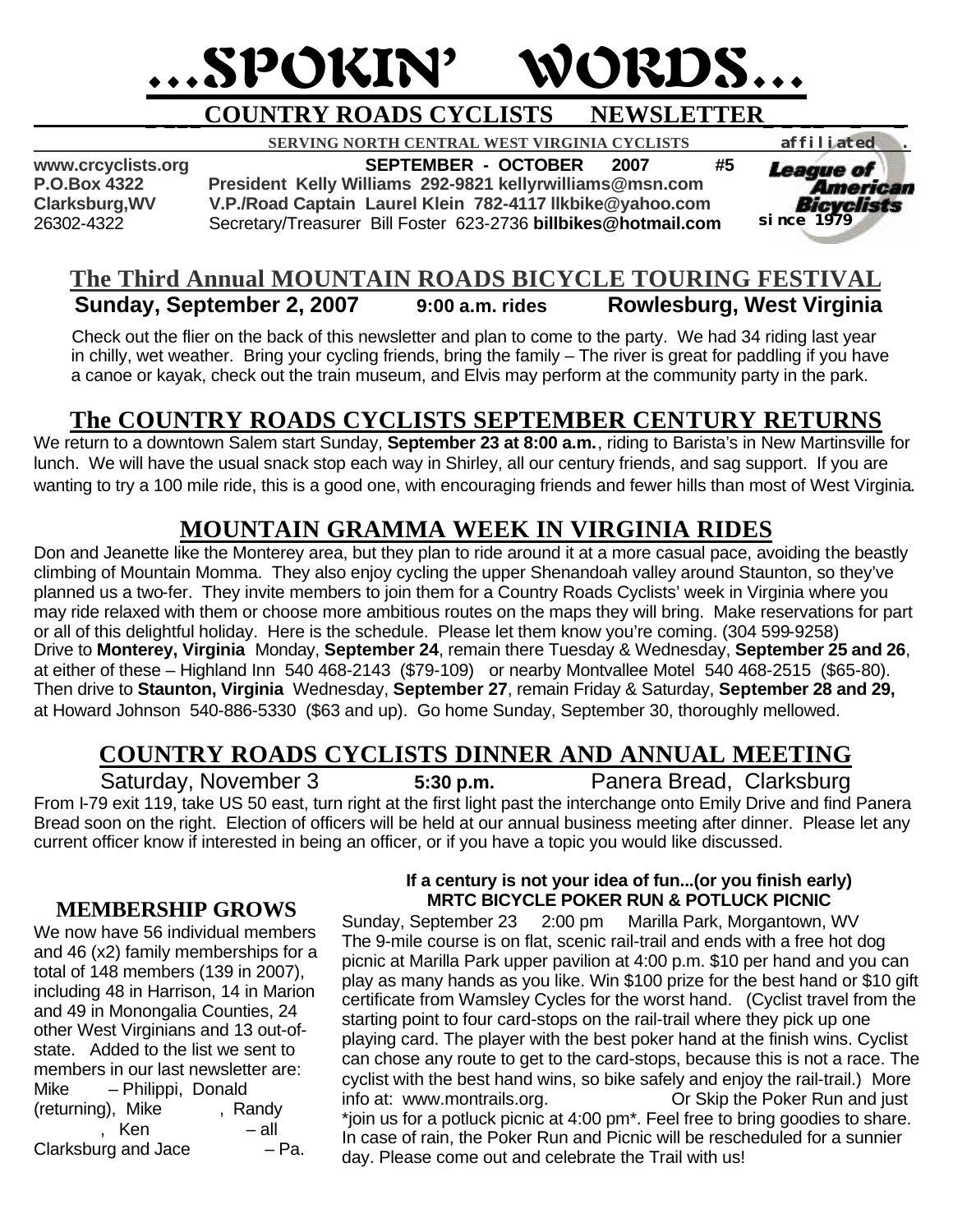# ...SPOKIN' WORDS...

## COUNTRY ROADS CYCLISTS NEWSLETTER

**SERVING NORTH CENTRAL WEST VIRGINIA CYCLISTS** affiliated League of American Bicyclists since 1979

**www.crcyclists.org** **SEPTEMBER - OCTOBER 2007 #5**
**P.O.Box 4322** **President Kelly Williams 292-9821 kellyrwilliams@msn.com**
**Clarksburg,WV** **V.P./Road Captain Laurel Klein 782-4117 llkbike@yahoo.com**
26302-4322 Secretary/Treasurer Bill Foster 623-2736 **billbikes@hotmail.com**

## The Third Annual MOUNTAIN ROADS BICYCLE TOURING FESTIVAL

**Sunday, September 2, 2007** **9:00 a.m. rides** **Rowlesburg, West Virginia**

Check out the flier on the back of this newsletter and plan to come to the party. We had 34 riding last year in chilly, wet weather. Bring your cycling friends, bring the family – The river is great for paddling if you have a canoe or kayak, check out the train museum, and Elvis may perform at the community party in the park.

## The COUNTRY ROADS CYCLISTS SEPTEMBER CENTURY RETURNS

We return to a downtown Salem start Sunday, **September 23 at 8:00 a.m.**, riding to Barista's in New Martinsville for lunch. We will have the usual snack stop each way in Shirley, all our century friends, and sag support. If you are wanting to try a 100 mile ride, this is a good one, with encouraging friends and fewer hills than most of West Virginia.

## MOUNTAIN GRAMMA WEEK IN VIRGINIA RIDES

Don and Jeanette like the Monterey area, but they plan to ride around it at a more casual pace, avoiding the beastly climbing of Mountain Momma. They also enjoy cycling the upper Shenandoah valley around Staunton, so they've planned us a two-fer. They invite members to join them for a Country Roads Cyclists' week in Virginia where you may ride relaxed with them or choose more ambitious routes on the maps they will bring. Make reservations for part or all of this delightful holiday. Here is the schedule. Please let them know you're coming. (304 599-9258)
Drive to **Monterey, Virginia** Monday, **September 24**, remain there Tuesday & Wednesday, **September 25 and 26**, at either of these – Highland Inn 540 468-2143 ($79-109) or nearby Montvallee Motel 540 468-2515 ($65-80).
Then drive to **Staunton, Virginia** Wednesday, **September 27**, remain Friday & Saturday, **September 28 and 29,** at Howard Johnson 540-886-5330 ($63 and up). Go home Sunday, September 30, thoroughly mellowed.

## COUNTRY ROADS CYCLISTS DINNER AND ANNUAL MEETING

Saturday, November 3 **5:30 p.m.** Panera Bread, Clarksburg

From I-79 exit 119, take US 50 east, turn right at the first light past the interchange onto Emily Drive and find Panera Bread soon on the right. Election of officers will be held at our annual business meeting after dinner. Please let any current officer know if interested in being an officer, or if you have a topic you would like discussed.

### MEMBERSHIP GROWS

We now have 56 individual members and 46 (x2) family memberships for a total of 148 members (139 in 2007), including 48 in Harrison, 14 in Marion and 49 in Monongalia Counties, 24 other West Virginians and 13 out-of-state. Added to the list we sent to members in our last newsletter are: Mike – Philippi, Donald (returning), Mike , Randy , Ken – all Clarksburg and Jace – Pa.

### If a century is not your idea of fun...(or you finish early) MRTC BICYCLE POKER RUN & POTLUCK PICNIC

Sunday, September 23 2:00 pm Marilla Park, Morgantown, WV
The 9-mile course is on flat, scenic rail-trail and ends with a free hot dog picnic at Marilla Park upper pavilion at 4:00 p.m. $10 per hand and you can play as many hands as you like. Win $100 prize for the best hand or $10 gift certificate from Wamsley Cycles for the worst hand. (Cyclist travel from the starting point to four card-stops on the rail-trail where they pick up one playing card. The player with the best poker hand at the finish wins. Cyclist can chose any route to get to the card-stops, because this is not a race. The cyclist with the best hand wins, so bike safely and enjoy the rail-trail.) More info at: www.montrails.org. Or Skip the Poker Run and just *join us for a potluck picnic at 4:00 pm*. Feel free to bring goodies to share. In case of rain, the Poker Run and Picnic will be rescheduled for a sunnier day. Please come out and celebrate the Trail with us!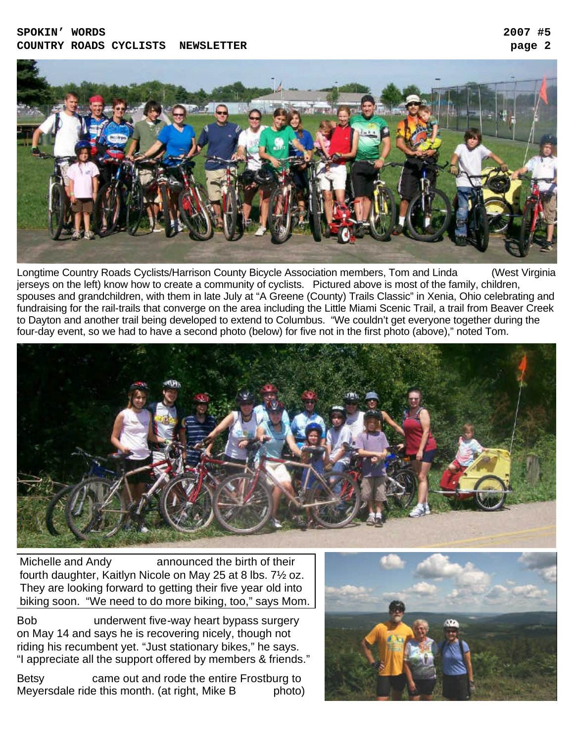Longtime Country Roads Cyclists/Harrison County Bicycle Association members, Tom and Linda (West Virginia jerseys on the left) know how to create a community of cyclists. Pictured above is most of the family, children, spouses and grandchildren, with them in late July at "A Greene (County) Trails Classic" in Xenia, Ohio celebrating and fundraising for the rail-trails that converge on the area including the Little Miami Scenic Trail, a trail from Beaver Creek to Dayton and another trail being developed to extend to Columbus. "We couldn't get everyone together during the four-day event, so we had to have a second photo (below) for five not in the first photo (above)," noted Tom.

Michelle and Andy announced the birth of their fourth daughter, Kaitlyn Nicole on May 25 at 8 lbs. 7½ oz. They are looking forward to getting their five year old into biking soon. "We need to do more biking, too," says Mom.

Bob underwent five-way heart bypass surgery on May 14 and says he is recovering nicely, though not riding his recumbent yet. "Just stationary bikes," he says. "I appreciate all the support offered by members & friends."

Betsy came out and rode the entire Frostburg to Meyersdale ride this month. (at right, Mike B photo)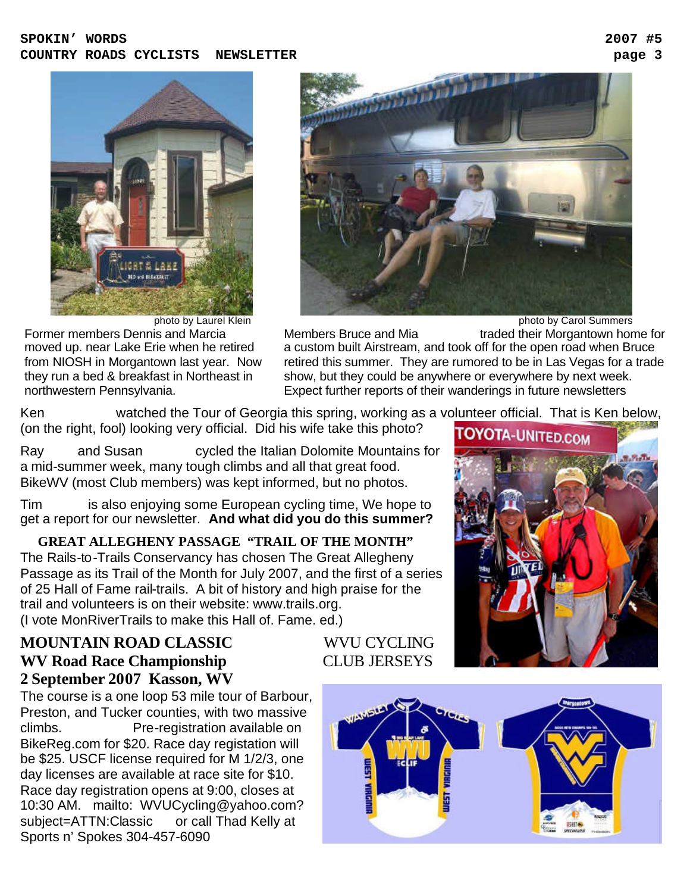photo by Laurel Klein

Former members Dennis and Marcia moved up. near Lake Erie when he retired from NIOSH in Morgantown last year. Now they run a bed & breakfast in Northeast in northwestern Pennsylvania.

photo by Carol Summers

Members Bruce and Mia traded their Morgantown home for a custom built Airstream, and took off for the open road when Bruce retired this summer. They are rumored to be in Las Vegas for a trade show, but they could be anywhere or everywhere by next week. Expect further reports of their wanderings in future newsletters

Ken watched the Tour of Georgia this spring, working as a volunteer official. That is Ken below, (on the right, fool) looking very official. Did his wife take this photo?

Ray and Susan cycled the Italian Dolomite Mountains for a mid-summer week, many tough climbs and all that great food. BikeWV (most Club members) was kept informed, but no photos.

Tim is also enjoying some European cycling time, We hope to get a report for our newsletter. **And what did you do this summer?**

## GREAT ALLEGHENY PASSAGE "TRAIL OF THE MONTH"

The Rails-to-Trails Conservancy has chosen The Great Allegheny Passage as its Trail of the Month for July 2007, and the first of a series of 25 Hall of Fame rail-trails. A bit of history and high praise for the trail and volunteers is on their website: www.trails.org. (I vote MonRiverTrails to make this Hall of. Fame. ed.)

## MOUNTAIN ROAD CLASSIC
## WV Road Race Championship
## 2 September 2007 Kasson, WV

The course is a one loop 53 mile tour of Barbour, Preston, and Tucker counties, with two massive climbs. Pre-registration available on BikeReg.com for $20. Race day registation will be $25. USCF license required for M 1/2/3, one day licenses are available at race site for $10. Race day registration opens at 9:00, closes at 10:30 AM. mailto: WVUCycling@yahoo.com?subject=ATTN:Classic or call Thad Kelly at Sports n' Spokes 304-457-6090

WVU CYCLING CLUB JERSEYS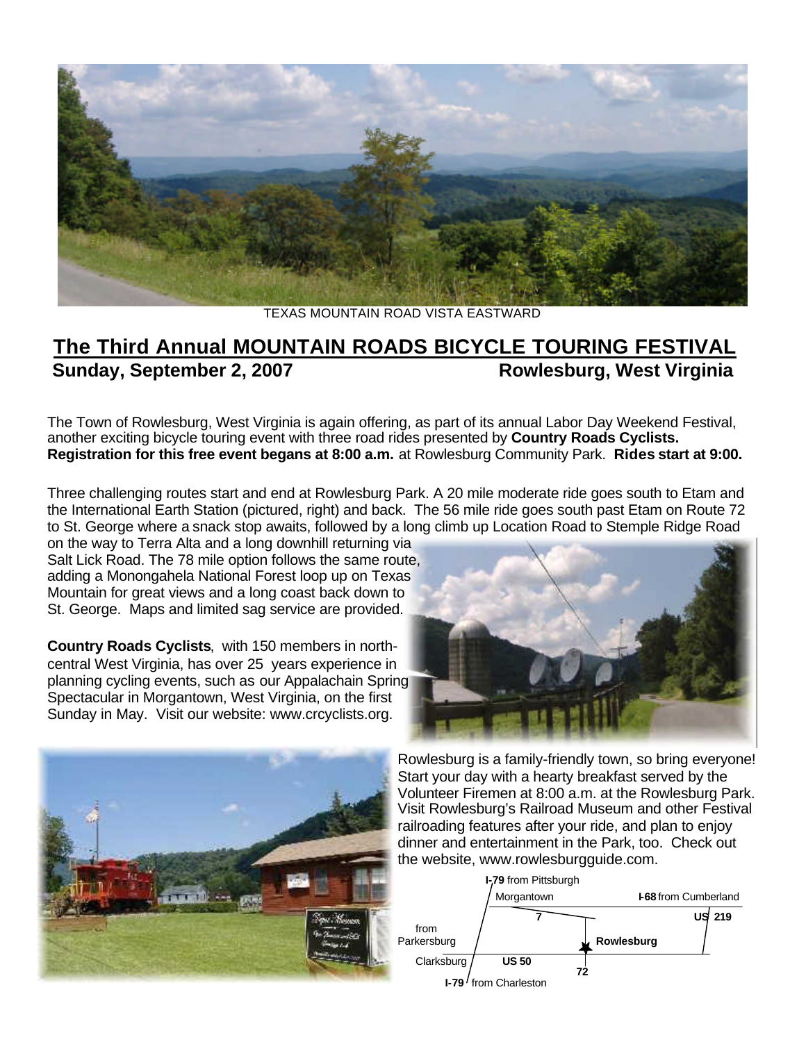TEXAS MOUNTAIN ROAD VISTA EASTWARD

# The Third Annual MOUNTAIN ROADS BICYCLE TOURING FESTIVAL

**Sunday, September 2, 2007** **Rowlesburg, West Virginia**

The Town of Rowlesburg, West Virginia is again offering, as part of its annual Labor Day Weekend Festival, another exciting bicycle touring event with three road rides presented by **Country Roads Cyclists. Registration for this free event begans at 8:00 a.m.** at Rowlesburg Community Park. **Rides start at 9:00.**

Three challenging routes start and end at Rowlesburg Park. A 20 mile moderate ride goes south to Etam and the International Earth Station (pictured, right) and back. The 56 mile ride goes south past Etam on Route 72 to St. George where a snack stop awaits, followed by a long climb up Location Road to Stemple Ridge Road on the way to Terra Alta and a long downhill returning via Salt Lick Road. The 78 mile option follows the same route, adding a Monongahela National Forest loop up on Texas Mountain for great views and a long coast back down to St. George. Maps and limited sag service are provided.

**Country Roads Cyclists**, with 150 members in north-central West Virginia, has over 25 years experience in planning cycling events, such as our Appalachain Spring Spectacular in Morgantown, West Virginia, on the first Sunday in May. Visit our website: www.crcyclists.org.

Rowlesburg is a family-friendly town, so bring everyone! Start your day with a hearty breakfast served by the Volunteer Firemen at 8:00 a.m. at the Rowlesburg Park. Visit Rowlesburg's Railroad Museum and other Festival railroading features after your ride, and plan to enjoy dinner and entertainment in the Park, too. Check out the website, www.rowlesburgguide.com.

**I-79** from Pittsburgh
Morgantown
**I-68** from Cumberland
**7**
**US 219**
from Parkersburg
**Rowlesburg**
Clarksburg
**US 50**
**72**
**I-79** from Charleston